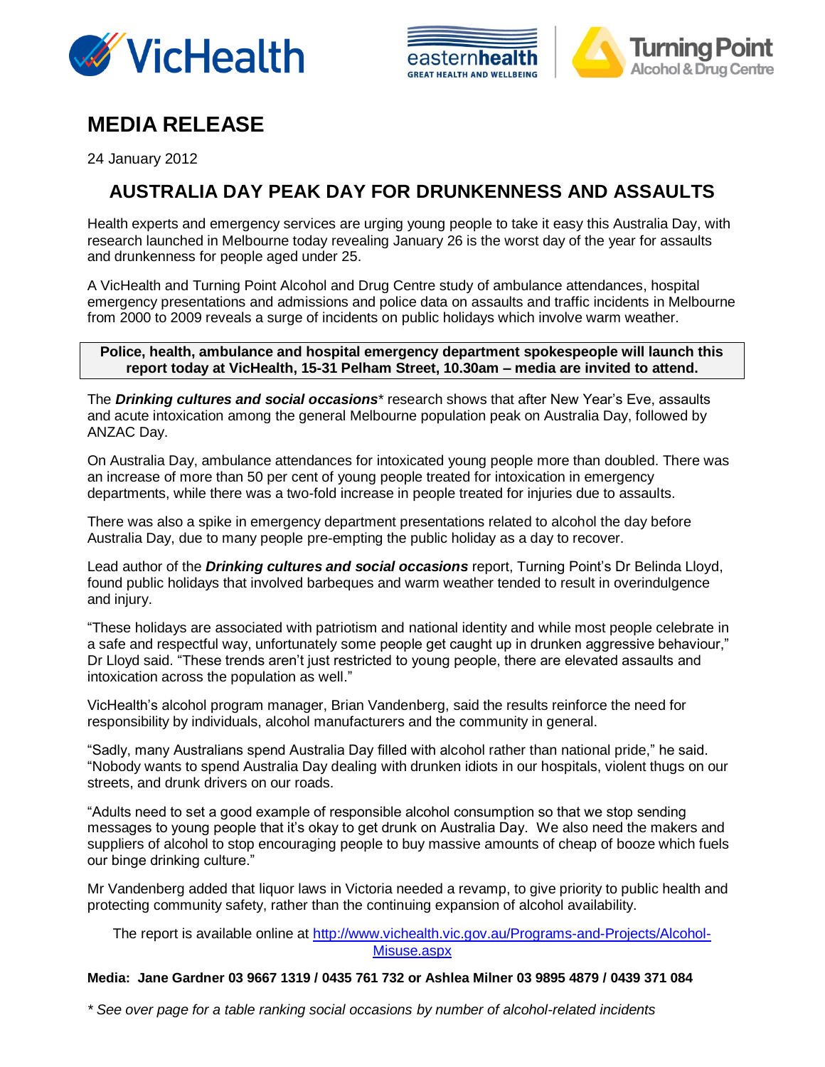# MEDIA RELEASE

24 January 2012

## AUSTRALIA DAY PEAK DAY FOR DRUNKENNESS AND ASSAULTS

Health experts and emergency services are urging young people to take it easy this Australia Day, with research launched in Melbourne today revealing January 26 is the worst day of the year for assaults and drunkenness for people aged under 25.

A VicHealth and Turning Point Alcohol and Drug Centre study of ambulance attendances, hospital emergency presentations and admissions and police data on assaults and traffic incidents in Melbourne from 2000 to 2009 reveals a surge of incidents on public holidays which involve warm weather.

**Police, health, ambulance and hospital emergency department spokespeople will launch this report today at VicHealth, 15-31 Pelham Street, 10.30am – media are invited to attend.**

The ***Drinking cultures and social occasions**** research shows that after New Year's Eve, assaults and acute intoxication among the general Melbourne population peak on Australia Day, followed by ANZAC Day.

On Australia Day, ambulance attendances for intoxicated young people more than doubled. There was an increase of more than 50 per cent of young people treated for intoxication in emergency departments, while there was a two-fold increase in people treated for injuries due to assaults.

There was also a spike in emergency department presentations related to alcohol the day before Australia Day, due to many people pre-empting the public holiday as a day to recover.

Lead author of the ***Drinking cultures and social occasions*** report, Turning Point's Dr Belinda Lloyd, found public holidays that involved barbeques and warm weather tended to result in overindulgence and injury.

"These holidays are associated with patriotism and national identity and while most people celebrate in a safe and respectful way, unfortunately some people get caught up in drunken aggressive behaviour," Dr Lloyd said. "These trends aren't just restricted to young people, there are elevated assaults and intoxication across the population as well."

VicHealth's alcohol program manager, Brian Vandenberg, said the results reinforce the need for responsibility by individuals, alcohol manufacturers and the community in general.

"Sadly, many Australians spend Australia Day filled with alcohol rather than national pride," he said. "Nobody wants to spend Australia Day dealing with drunken idiots in our hospitals, violent thugs on our streets, and drunk drivers on our roads.

"Adults need to set a good example of responsible alcohol consumption so that we stop sending messages to young people that it's okay to get drunk on Australia Day. We also need the makers and suppliers of alcohol to stop encouraging people to buy massive amounts of cheap of booze which fuels our binge drinking culture."

Mr Vandenberg added that liquor laws in Victoria needed a revamp, to give priority to public health and protecting community safety, rather than the continuing expansion of alcohol availability.

The report is available online at [http://www.vichealth.vic.gov.au/Programs-and-Projects/Alcohol-Misuse.aspx](http://www.vichealth.vic.gov.au/Programs-and-Projects/Alcohol-Misuse.aspx)

**Media: Jane Gardner 03 9667 1319 / 0435 761 732 or Ashlea Milner 03 9895 4879 / 0439 371 084**

*\* See over page for a table ranking social occasions by number of alcohol-related incidents*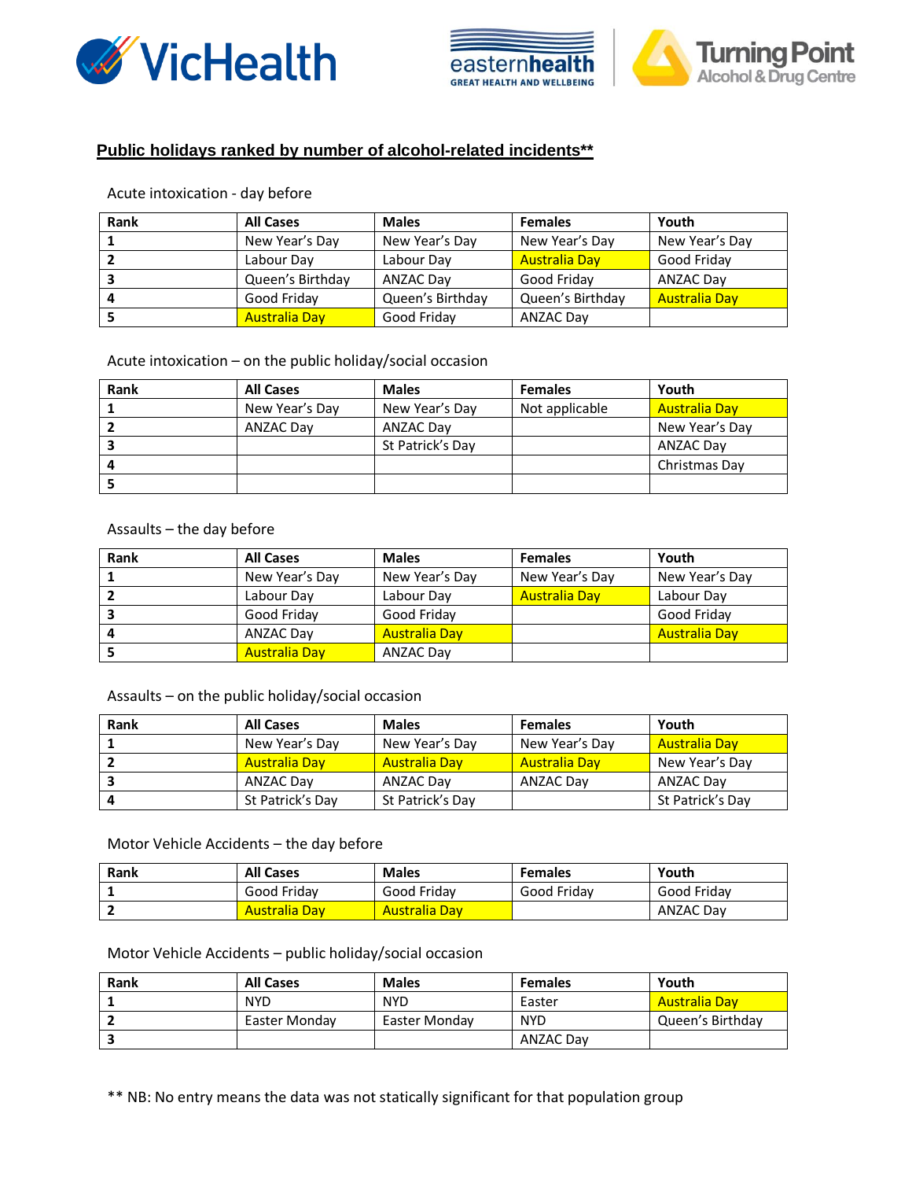## Public holidays ranked by number of alcohol-related incidents**

Acute intoxication - day before

| Rank | All Cases | Males | Females | Youth |
|---|---|---|---|---|
| 1 | New Year's Day | New Year's Day | New Year's Day | New Year's Day |
| 2 | Labour Day | Labour Day | Australia Day | Good Friday |
| 3 | Queen's Birthday | ANZAC Day | Good Friday | ANZAC Day |
| 4 | Good Friday | Queen's Birthday | Queen's Birthday | Australia Day |
| 5 | Australia Day | Good Friday | ANZAC Day | |

Acute intoxication – on the public holiday/social occasion

| Rank | All Cases | Males | Females | Youth |
|---|---|---|---|---|
| 1 | New Year's Day | New Year's Day | Not applicable | Australia Day |
| 2 | ANZAC Day | ANZAC Day | | New Year's Day |
| 3 | | St Patrick's Day | | ANZAC Day |
| 4 | | | | Christmas Day |
| 5 | | | | |

Assaults – the day before

| Rank | All Cases | Males | Females | Youth |
|---|---|---|---|---|
| 1 | New Year's Day | New Year's Day | New Year's Day | New Year's Day |
| 2 | Labour Day | Labour Day | Australia Day | Labour Day |
| 3 | Good Friday | Good Friday | | Good Friday |
| 4 | ANZAC Day | Australia Day | | Australia Day |
| 5 | Australia Day | ANZAC Day | | |

Assaults – on the public holiday/social occasion

| Rank | All Cases | Males | Females | Youth |
|---|---|---|---|---|
| 1 | New Year's Day | New Year's Day | New Year's Day | Australia Day |
| 2 | Australia Day | Australia Day | Australia Day | New Year's Day |
| 3 | ANZAC Day | ANZAC Day | ANZAC Day | ANZAC Day |
| 4 | St Patrick's Day | St Patrick's Day | | St Patrick's Day |

Motor Vehicle Accidents – the day before

| Rank | All Cases | Males | Females | Youth |
|---|---|---|---|---|
| 1 | Good Friday | Good Friday | Good Friday | Good Friday |
| 2 | Australia Day | Australia Day | | ANZAC Day |

Motor Vehicle Accidents – public holiday/social occasion

| Rank | All Cases | Males | Females | Youth |
|---|---|---|---|---|
| 1 | NYD | NYD | Easter | Australia Day |
| 2 | Easter Monday | Easter Monday | NYD | Queen's Birthday |
| 3 | | | ANZAC Day | |

** NB: No entry means the data was not statically significant for that population group